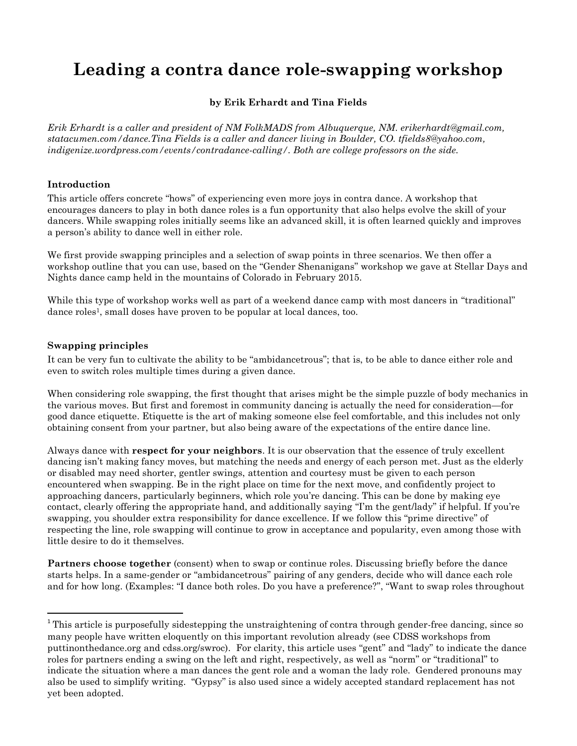# Leading a contra dance role-swapping workshop

**by Erik Erhardt and Tina Fields**

*Erik Erhardt is a caller and president of NM FolkMADS from Albuquerque, NM. erikerhardt@gmail.com, statacumen.com/dance.Tina Fields is a caller and dancer living in Boulder, CO. tfields8@yahoo.com, indigenize.wordpress.com/events/contradance-calling/. Both are college professors on the side.*

### Introduction

This article offers concrete "hows" of experiencing even more joys in contra dance. A workshop that encourages dancers to play in both dance roles is a fun opportunity that also helps evolve the skill of your dancers. While swapping roles initially seems like an advanced skill, it is often learned quickly and improves a person's ability to dance well in either role.

We first provide swapping principles and a selection of swap points in three scenarios. We then offer a workshop outline that you can use, based on the "Gender Shenanigans" workshop we gave at Stellar Days and Nights dance camp held in the mountains of Colorado in February 2015.

While this type of workshop works well as part of a weekend dance camp with most dancers in "traditional" dance roles[1], small doses have proven to be popular at local dances, too.

### Swapping principles

It can be very fun to cultivate the ability to be "ambidancetrous"; that is, to be able to dance either role and even to switch roles multiple times during a given dance.

When considering role swapping, the first thought that arises might be the simple puzzle of body mechanics in the various moves. But first and foremost in community dancing is actually the need for consideration—for good dance etiquette. Etiquette is the art of making someone else feel comfortable, and this includes not only obtaining consent from your partner, but also being aware of the expectations of the entire dance line.

Always dance with **respect for your neighbors**. It is our observation that the essence of truly excellent dancing isn't making fancy moves, but matching the needs and energy of each person met. Just as the elderly or disabled may need shorter, gentler swings, attention and courtesy must be given to each person encountered when swapping. Be in the right place on time for the next move, and confidently project to approaching dancers, particularly beginners, which role you're dancing. This can be done by making eye contact, clearly offering the appropriate hand, and additionally saying "I'm the gent/lady" if helpful. If you're swapping, you shoulder extra responsibility for dance excellence. If we follow this "prime directive" of respecting the line, role swapping will continue to grow in acceptance and popularity, even among those with little desire to do it themselves.

**Partners choose together** (consent) when to swap or continue roles. Discussing briefly before the dance starts helps. In a same-gender or "ambidancetrous" pairing of any genders, decide who will dance each role and for how long. (Examples: "I dance both roles. Do you have a preference?", "Want to swap roles throughout

---

[1] This article is purposefully sidestepping the unstraightening of contra through gender-free dancing, since so many people have written eloquently on this important revolution already (see CDSS workshops from puttinonthedance.org and cdss.org/swroc). For clarity, this article uses "gent" and "lady" to indicate the dance roles for partners ending a swing on the left and right, respectively, as well as "norm" or "traditional" to indicate the situation where a man dances the gent role and a woman the lady role. Gendered pronouns may also be used to simplify writing. "Gypsy" is also used since a widely accepted standard replacement has not yet been adopted.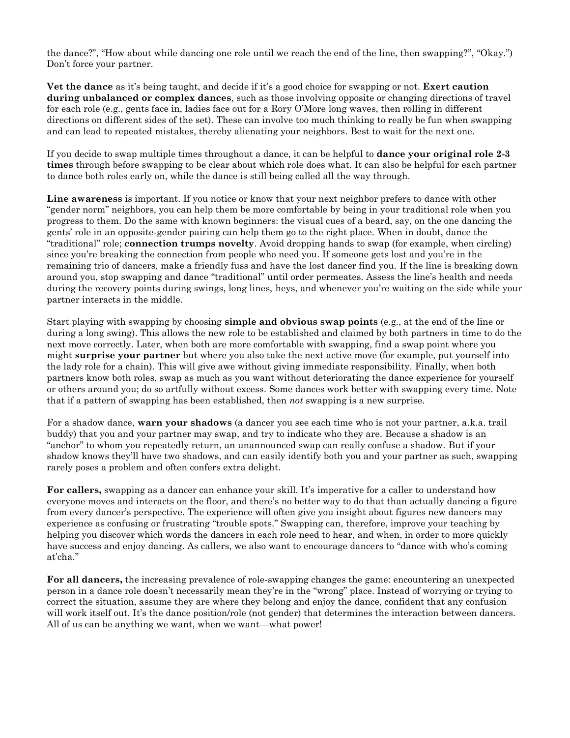the dance?", "How about while dancing one role until we reach the end of the line, then swapping?", "Okay.") Don't force your partner.

**Vet the dance** as it's being taught, and decide if it's a good choice for swapping or not. **Exert caution during unbalanced or complex dances**, such as those involving opposite or changing directions of travel for each role (e.g., gents face in, ladies face out for a Rory O'More long waves, then rolling in different directions on different sides of the set). These can involve too much thinking to really be fun when swapping and can lead to repeated mistakes, thereby alienating your neighbors. Best to wait for the next one.

If you decide to swap multiple times throughout a dance, it can be helpful to **dance your original role 2-3 times** through before swapping to be clear about which role does what. It can also be helpful for each partner to dance both roles early on, while the dance is still being called all the way through.

**Line awareness** is important. If you notice or know that your next neighbor prefers to dance with other "gender norm" neighbors, you can help them be more comfortable by being in your traditional role when you progress to them. Do the same with known beginners: the visual cues of a beard, say, on the one dancing the gents' role in an opposite-gender pairing can help them go to the right place. When in doubt, dance the "traditional" role; **connection trumps novelty**. Avoid dropping hands to swap (for example, when circling) since you're breaking the connection from people who need you. If someone gets lost and you're in the remaining trio of dancers, make a friendly fuss and have the lost dancer find you. If the line is breaking down around you, stop swapping and dance "traditional" until order permeates. Assess the line's health and needs during the recovery points during swings, long lines, heys, and whenever you're waiting on the side while your partner interacts in the middle.

Start playing with swapping by choosing **simple and obvious swap points** (e.g., at the end of the line or during a long swing). This allows the new role to be established and claimed by both partners in time to do the next move correctly. Later, when both are more comfortable with swapping, find a swap point where you might **surprise your partner** but where you also take the next active move (for example, put yourself into the lady role for a chain). This will give awe without giving immediate responsibility. Finally, when both partners know both roles, swap as much as you want without deteriorating the dance experience for yourself or others around you; do so artfully without excess. Some dances work better with swapping every time. Note that if a pattern of swapping has been established, then *not* swapping is a new surprise.

For a shadow dance, **warn your shadows** (a dancer you see each time who is not your partner, a.k.a. trail buddy) that you and your partner may swap, and try to indicate who they are. Because a shadow is an "anchor" to whom you repeatedly return, an unannounced swap can really confuse a shadow. But if your shadow knows they'll have two shadows, and can easily identify both you and your partner as such, swapping rarely poses a problem and often confers extra delight.

**For callers,** swapping as a dancer can enhance your skill. It's imperative for a caller to understand how everyone moves and interacts on the floor, and there's no better way to do that than actually dancing a figure from every dancer's perspective. The experience will often give you insight about figures new dancers may experience as confusing or frustrating "trouble spots." Swapping can, therefore, improve your teaching by helping you discover which words the dancers in each role need to hear, and when, in order to more quickly have success and enjoy dancing. As callers, we also want to encourage dancers to "dance with who's coming at'cha."

**For all dancers,** the increasing prevalence of role-swapping changes the game: encountering an unexpected person in a dance role doesn't necessarily mean they're in the "wrong" place. Instead of worrying or trying to correct the situation, assume they are where they belong and enjoy the dance, confident that any confusion will work itself out. It's the dance position/role (not gender) that determines the interaction between dancers. All of us can be anything we want, when we want—what power!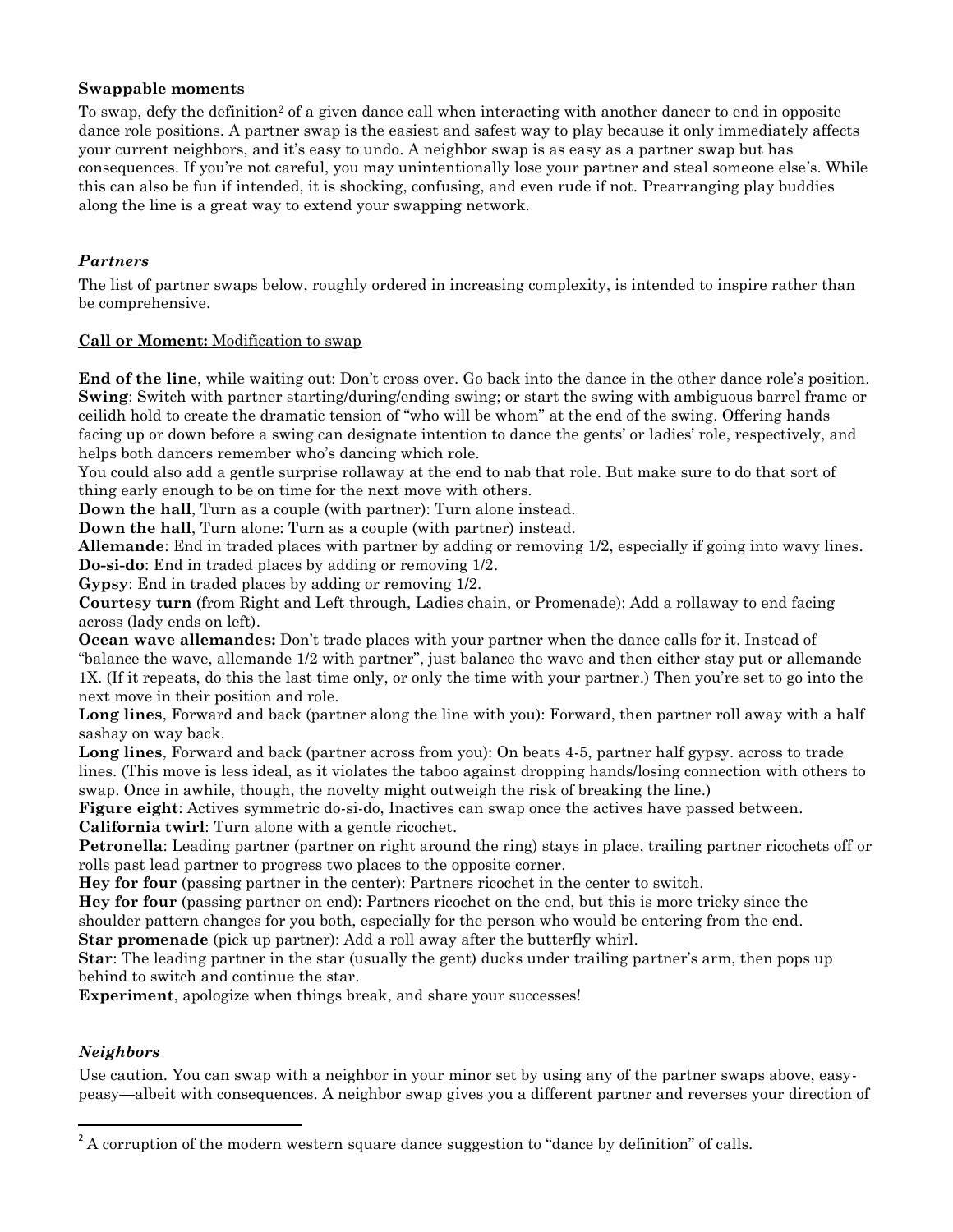**Swappable moments**

To swap, defy the definition[2] of a given dance call when interacting with another dancer to end in opposite dance role positions. A partner swap is the easiest and safest way to play because it only immediately affects your current neighbors, and it's easy to undo. A neighbor swap is as easy as a partner swap but has consequences. If you're not careful, you may unintentionally lose your partner and steal someone else's. While this can also be fun if intended, it is shocking, confusing, and even rude if not. Prearranging play buddies along the line is a great way to extend your swapping network.

### *Partners*

The list of partner swaps below, roughly ordered in increasing complexity, is intended to inspire rather than be comprehensive.

**Call or Moment:** Modification to swap

**End of the line**, while waiting out: Don't cross over. Go back into the dance in the other dance role's position.
**Swing**: Switch with partner starting/during/ending swing; or start the swing with ambiguous barrel frame or ceilidh hold to create the dramatic tension of "who will be whom" at the end of the swing. Offering hands facing up or down before a swing can designate intention to dance the gents' or ladies' role, respectively, and helps both dancers remember who's dancing which role.
You could also add a gentle surprise rollaway at the end to nab that role. But make sure to do that sort of thing early enough to be on time for the next move with others.
**Down the hall**, Turn as a couple (with partner): Turn alone instead.
**Down the hall**, Turn alone: Turn as a couple (with partner) instead.
**Allemande**: End in traded places with partner by adding or removing 1/2, especially if going into wavy lines.
**Do-si-do**: End in traded places by adding or removing 1/2.
**Gypsy**: End in traded places by adding or removing 1/2.
**Courtesy turn** (from Right and Left through, Ladies chain, or Promenade): Add a rollaway to end facing across (lady ends on left).
**Ocean wave allemandes:** Don't trade places with your partner when the dance calls for it. Instead of "balance the wave, allemande 1/2 with partner", just balance the wave and then either stay put or allemande 1X. (If it repeats, do this the last time only, or only the time with your partner.) Then you're set to go into the next move in their position and role.
**Long lines**, Forward and back (partner along the line with you): Forward, then partner roll away with a half sashay on way back.
**Long lines**, Forward and back (partner across from you): On beats 4-5, partner half gypsy. across to trade lines. (This move is less ideal, as it violates the taboo against dropping hands/losing connection with others to swap. Once in awhile, though, the novelty might outweigh the risk of breaking the line.)
**Figure eight**: Actives symmetric do-si-do, Inactives can swap once the actives have passed between.
**California twirl**: Turn alone with a gentle ricochet.
**Petronella**: Leading partner (partner on right around the ring) stays in place, trailing partner ricochets off or rolls past lead partner to progress two places to the opposite corner.
**Hey for four** (passing partner in the center): Partners ricochet in the center to switch.
**Hey for four** (passing partner on end): Partners ricochet on the end, but this is more tricky since the shoulder pattern changes for you both, especially for the person who would be entering from the end.
**Star promenade** (pick up partner): Add a roll away after the butterfly whirl.
**Star**: The leading partner in the star (usually the gent) ducks under trailing partner's arm, then pops up behind to switch and continue the star.
**Experiment**, apologize when things break, and share your successes!

### *Neighbors*

Use caution. You can swap with a neighbor in your minor set by using any of the partner swaps above, easy-peasy—albeit with consequences. A neighbor swap gives you a different partner and reverses your direction of

---

[2] A corruption of the modern western square dance suggestion to "dance by definition" of calls.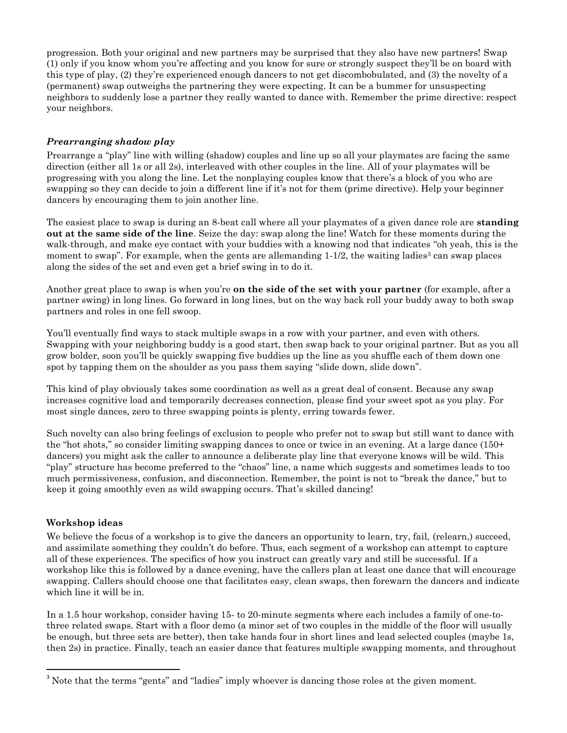progression. Both your original and new partners may be surprised that they also have new partners! Swap (1) only if you know whom you're affecting and you know for sure or strongly suspect they'll be on board with this type of play, (2) they're experienced enough dancers to not get discombobulated, and (3) the novelty of a (permanent) swap outweighs the partnering they were expecting. It can be a bummer for unsuspecting neighbors to suddenly lose a partner they really wanted to dance with. Remember the prime directive: respect your neighbors.

### *Prearranging shadow play*

Prearrange a "play" line with willing (shadow) couples and line up so all your playmates are facing the same direction (either all 1s or all 2s), interleaved with other couples in the line. All of your playmates will be progressing with you along the line. Let the nonplaying couples know that there's a block of you who are swapping so they can decide to join a different line if it's not for them (prime directive). Help your beginner dancers by encouraging them to join another line.

The easiest place to swap is during an 8-beat call where all your playmates of a given dance role are **standing out at the same side of the line**. Seize the day: swap along the line! Watch for these moments during the walk-through, and make eye contact with your buddies with a knowing nod that indicates "oh yeah, this is the moment to swap". For example, when the gents are allemanding 1-1/2, the waiting ladies[3] can swap places along the sides of the set and even get a brief swing in to do it.

Another great place to swap is when you're **on the side of the set with your partner** (for example, after a partner swing) in long lines. Go forward in long lines, but on the way back roll your buddy away to both swap partners and roles in one fell swoop.

You'll eventually find ways to stack multiple swaps in a row with your partner, and even with others. Swapping with your neighboring buddy is a good start, then swap back to your original partner. But as you all grow bolder, soon you'll be quickly swapping five buddies up the line as you shuffle each of them down one spot by tapping them on the shoulder as you pass them saying "slide down, slide down".

This kind of play obviously takes some coordination as well as a great deal of consent. Because any swap increases cognitive load and temporarily decreases connection, please find your sweet spot as you play. For most single dances, zero to three swapping points is plenty, erring towards fewer.

Such novelty can also bring feelings of exclusion to people who prefer not to swap but still want to dance with the "hot shots," so consider limiting swapping dances to once or twice in an evening. At a large dance (150+ dancers) you might ask the caller to announce a deliberate play line that everyone knows will be wild. This "play" structure has become preferred to the "chaos" line, a name which suggests and sometimes leads to too much permissiveness, confusion, and disconnection. Remember, the point is not to "break the dance," but to keep it going smoothly even as wild swapping occurs. That's skilled dancing!

## Workshop ideas

We believe the focus of a workshop is to give the dancers an opportunity to learn, try, fail, (relearn,) succeed, and assimilate something they couldn't do before. Thus, each segment of a workshop can attempt to capture all of these experiences. The specifics of how you instruct can greatly vary and still be successful. If a workshop like this is followed by a dance evening, have the callers plan at least one dance that will encourage swapping. Callers should choose one that facilitates easy, clean swaps, then forewarn the dancers and indicate which line it will be in.

In a 1.5 hour workshop, consider having 15- to 20-minute segments where each includes a family of one-to-three related swaps. Start with a floor demo (a minor set of two couples in the middle of the floor will usually be enough, but three sets are better), then take hands four in short lines and lead selected couples (maybe 1s, then 2s) in practice. Finally, teach an easier dance that features multiple swapping moments, and throughout

[3] Note that the terms "gents" and "ladies" imply whoever is dancing those roles at the given moment.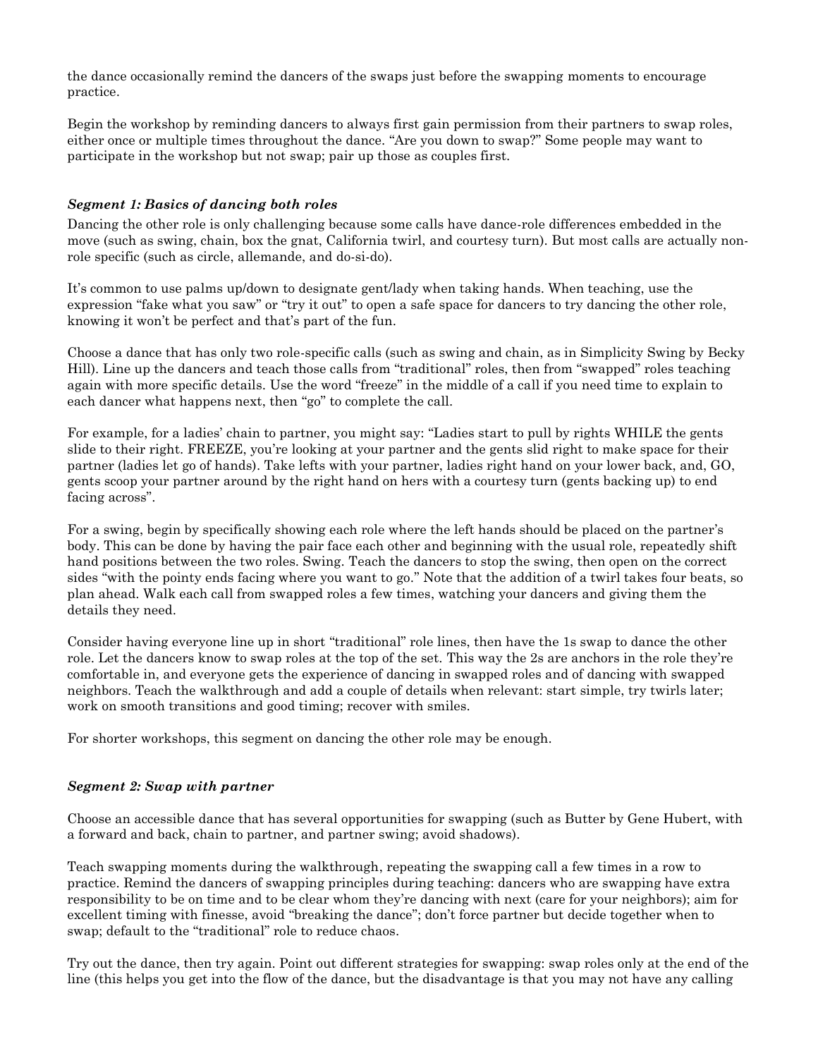the dance occasionally remind the dancers of the swaps just before the swapping moments to encourage practice.

Begin the workshop by reminding dancers to always first gain permission from their partners to swap roles, either once or multiple times throughout the dance. "Are you down to swap?" Some people may want to participate in the workshop but not swap; pair up those as couples first.

### *Segment 1: Basics of dancing both roles*

Dancing the other role is only challenging because some calls have dance-role differences embedded in the move (such as swing, chain, box the gnat, California twirl, and courtesy turn). But most calls are actually non-role specific (such as circle, allemande, and do-si-do).

It's common to use palms up/down to designate gent/lady when taking hands. When teaching, use the expression "fake what you saw" or "try it out" to open a safe space for dancers to try dancing the other role, knowing it won't be perfect and that's part of the fun.

Choose a dance that has only two role-specific calls (such as swing and chain, as in Simplicity Swing by Becky Hill). Line up the dancers and teach those calls from "traditional" roles, then from "swapped" roles teaching again with more specific details. Use the word "freeze" in the middle of a call if you need time to explain to each dancer what happens next, then "go" to complete the call.

For example, for a ladies' chain to partner, you might say: "Ladies start to pull by rights WHILE the gents slide to their right. FREEZE, you're looking at your partner and the gents slid right to make space for their partner (ladies let go of hands). Take lefts with your partner, ladies right hand on your lower back, and, GO, gents scoop your partner around by the right hand on hers with a courtesy turn (gents backing up) to end facing across".

For a swing, begin by specifically showing each role where the left hands should be placed on the partner's body. This can be done by having the pair face each other and beginning with the usual role, repeatedly shift hand positions between the two roles. Swing. Teach the dancers to stop the swing, then open on the correct sides "with the pointy ends facing where you want to go." Note that the addition of a twirl takes four beats, so plan ahead. Walk each call from swapped roles a few times, watching your dancers and giving them the details they need.

Consider having everyone line up in short "traditional" role lines, then have the 1s swap to dance the other role. Let the dancers know to swap roles at the top of the set. This way the 2s are anchors in the role they're comfortable in, and everyone gets the experience of dancing in swapped roles and of dancing with swapped neighbors. Teach the walkthrough and add a couple of details when relevant: start simple, try twirls later; work on smooth transitions and good timing; recover with smiles.

For shorter workshops, this segment on dancing the other role may be enough.

### *Segment 2: Swap with partner*

Choose an accessible dance that has several opportunities for swapping (such as Butter by Gene Hubert, with a forward and back, chain to partner, and partner swing; avoid shadows).

Teach swapping moments during the walkthrough, repeating the swapping call a few times in a row to practice. Remind the dancers of swapping principles during teaching: dancers who are swapping have extra responsibility to be on time and to be clear whom they're dancing with next (care for your neighbors); aim for excellent timing with finesse, avoid "breaking the dance"; don't force partner but decide together when to swap; default to the "traditional" role to reduce chaos.

Try out the dance, then try again. Point out different strategies for swapping: swap roles only at the end of the line (this helps you get into the flow of the dance, but the disadvantage is that you may not have any calling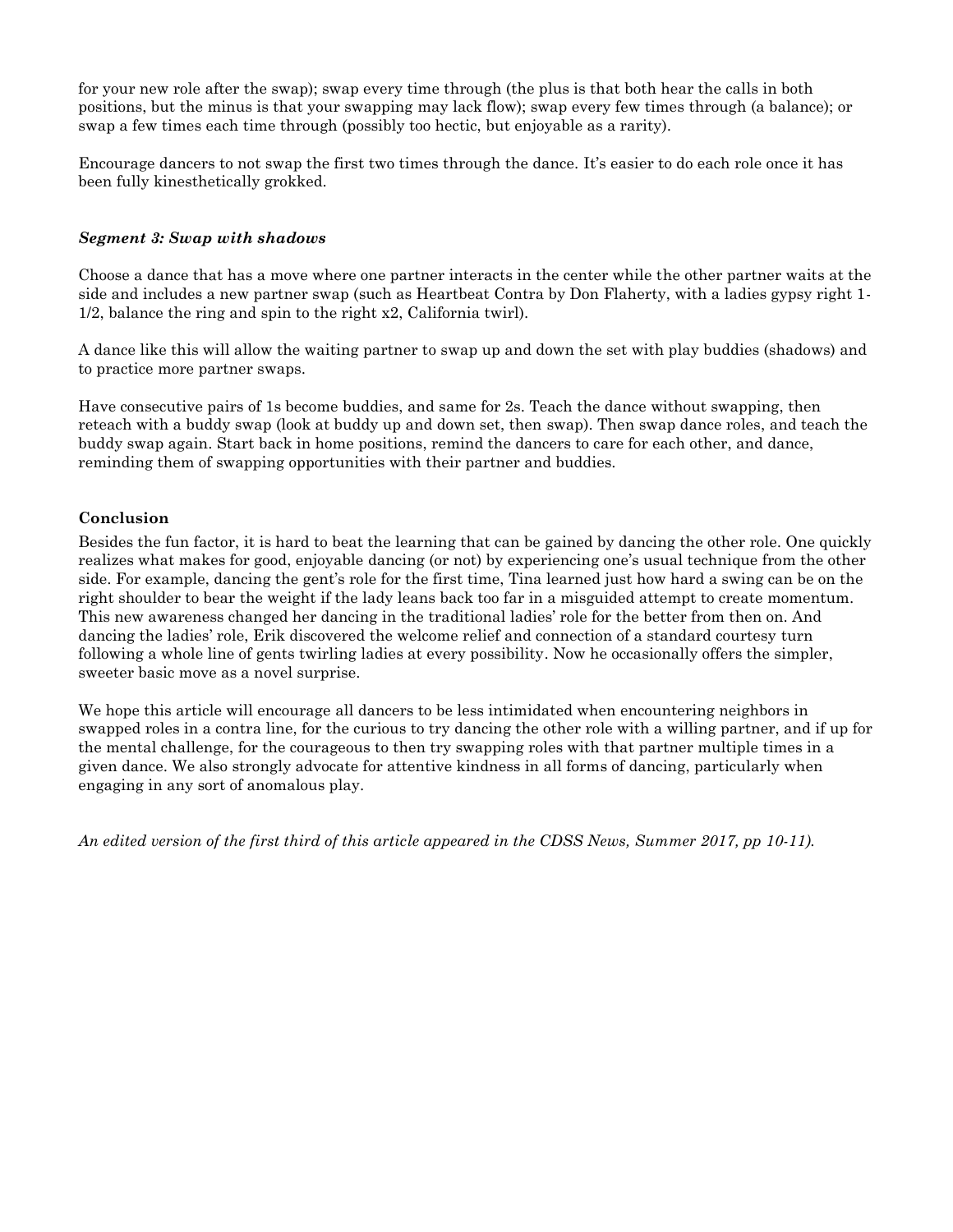for your new role after the swap); swap every time through (the plus is that both hear the calls in both positions, but the minus is that your swapping may lack flow); swap every few times through (a balance); or swap a few times each time through (possibly too hectic, but enjoyable as a rarity).

Encourage dancers to not swap the first two times through the dance. It's easier to do each role once it has been fully kinesthetically grokked.

***Segment 3: Swap with shadows***

Choose a dance that has a move where one partner interacts in the center while the other partner waits at the side and includes a new partner swap (such as Heartbeat Contra by Don Flaherty, with a ladies gypsy right 1-1/2, balance the ring and spin to the right x2, California twirl).

A dance like this will allow the waiting partner to swap up and down the set with play buddies (shadows) and to practice more partner swaps.

Have consecutive pairs of 1s become buddies, and same for 2s. Teach the dance without swapping, then reteach with a buddy swap (look at buddy up and down set, then swap). Then swap dance roles, and teach the buddy swap again. Start back in home positions, remind the dancers to care for each other, and dance, reminding them of swapping opportunities with their partner and buddies.

**Conclusion**

Besides the fun factor, it is hard to beat the learning that can be gained by dancing the other role. One quickly realizes what makes for good, enjoyable dancing (or not) by experiencing one's usual technique from the other side. For example, dancing the gent's role for the first time, Tina learned just how hard a swing can be on the right shoulder to bear the weight if the lady leans back too far in a misguided attempt to create momentum. This new awareness changed her dancing in the traditional ladies' role for the better from then on. And dancing the ladies' role, Erik discovered the welcome relief and connection of a standard courtesy turn following a whole line of gents twirling ladies at every possibility. Now he occasionally offers the simpler, sweeter basic move as a novel surprise.

We hope this article will encourage all dancers to be less intimidated when encountering neighbors in swapped roles in a contra line, for the curious to try dancing the other role with a willing partner, and if up for the mental challenge, for the courageous to then try swapping roles with that partner multiple times in a given dance. We also strongly advocate for attentive kindness in all forms of dancing, particularly when engaging in any sort of anomalous play.

*An edited version of the first third of this article appeared in the CDSS News, Summer 2017, pp 10-11).*